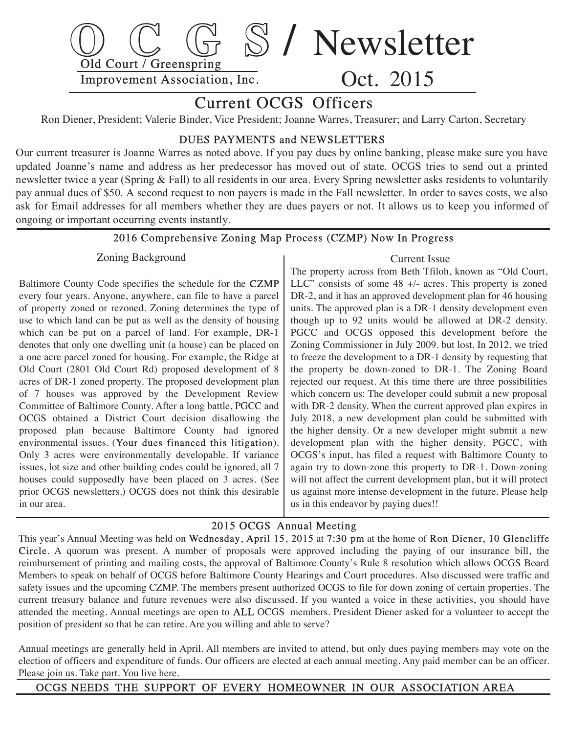# O C G S / Newsletter

Old Court / Greenspring Improvement Association, Inc.

Oct. 2015

## Current OCGS Officers

Ron Diener, President; Valerie Binder, Vice President; Joanne Warres, Treasurer; and Larry Carton, Secretary

### DUES PAYMENTS and NEWSLETTERS

Our current treasurer is Joanne Warres as noted above. If you pay dues by online banking, please make sure you have updated Joanne's name and address as her predecessor has moved out of state. OCGS tries to send out a printed newsletter twice a year (Spring & Fall) to all residents in our area. Every Spring newsletter asks residents to voluntarily pay annual dues of $50. A second request to non payers is made in the Fall newsletter. In order to saves costs, we also ask for Email addresses for all members whether they are dues payers or not. It allows us to keep you informed of ongoing or important occurring events instantly.

### 2016 Comprehensive Zoning Map Process (CZMP) Now In Progress

#### Zoning Background

Baltimore County Code specifies the schedule for the **CZMP** every four years. Anyone, anywhere, can file to have a parcel of property zoned or rezoned. Zoning determines the type of use to which land can be put as well as the density of housing which can be put on a parcel of land. For example, DR-1 denotes that only one dwelling unit (a house) can be placed on a one acre parcel zoned for housing. For example, the Ridge at Old Court (2801 Old Court Rd) proposed development of 8 acres of DR-1 zoned property. The proposed development plan of 7 houses was approved by the Development Review Committee of Baltimore County. After a long battle, PGCC and OCGS obtained a District Court decision disallowing the proposed plan because Baltimore County had ignored environmental issues. (**Your dues financed this litigation**). Only 3 acres were environmentally developable. If variance issues, lot size and other building codes could be ignored, all 7 houses could supposedly have been placed on 3 acres. (See prior OCGS newsletters.) OCGS does not think this desirable in our area.

#### Current Issue

The property across from Beth Tfiloh, known as "Old Court, LLC" consists of some 48 +/- acres. This property is zoned DR-2, and it has an approved development plan for 46 housing units. The approved plan is a DR-1 density development even though up to 92 units would be allowed at DR-2 density. PGCC and OCGS opposed this development before the Zoning Commissioner in July 2009. but lost. In 2012, we tried to freeze the development to a DR-1 density by requesting that the property be down-zoned to DR-1. The Zoning Board rejected our request. At this time there are three possibilities which concern us: The developer could submit a new proposal with DR-2 density. When the current approved plan expires in July 2018, a new development plan could be submitted with the higher density. Or a new developer might submit a new development plan with the higher density. PGCC, with OCGS's input, has filed a request with Baltimore County to again try to down-zone this property to DR-1. Down-zoning will not affect the current development plan, but it will protect us against more intense development in the future. Please help us in this endeavor by paying dues!!

### 2015 OCGS Annual Meeting

This year's Annual Meeting was held on **Wednesday, April 15, 2015** at **7:30 pm** at the home of **Ron Diener, 10 Glencliffe Circle**. A quorum was present. A number of proposals were approved including the paying of our insurance bill, the reimbursement of printing and mailing costs, the approval of Baltimore County's Rule 8 resolution which allows OCGS Board Members to speak on behalf of OCGS before Baltimore County Hearings and Court procedures. Also discussed were traffic and safety issues and the upcoming CZMP. The members present authorized OCGS to file for down zoning of certain properties. The current treasury balance and future revenues were also discussed. If you wanted a voice in these activities, you should have attended the meeting. Annual meetings are open to **ALL** OCGS members. President Diener asked for a volunteer to accept the position of president so that he can retire. Are you willing and able to serve?

Annual meetings are generally held in April. All members are invited to attend, but only dues paying members may vote on the election of officers and expenditure of funds. Our officers are elected at each annual meeting. Any paid member can be an officer. Please join us. Take part. You live here.

**OCGS NEEDS THE SUPPORT OF EVERY HOMEOWNER IN OUR ASSOCIATION AREA**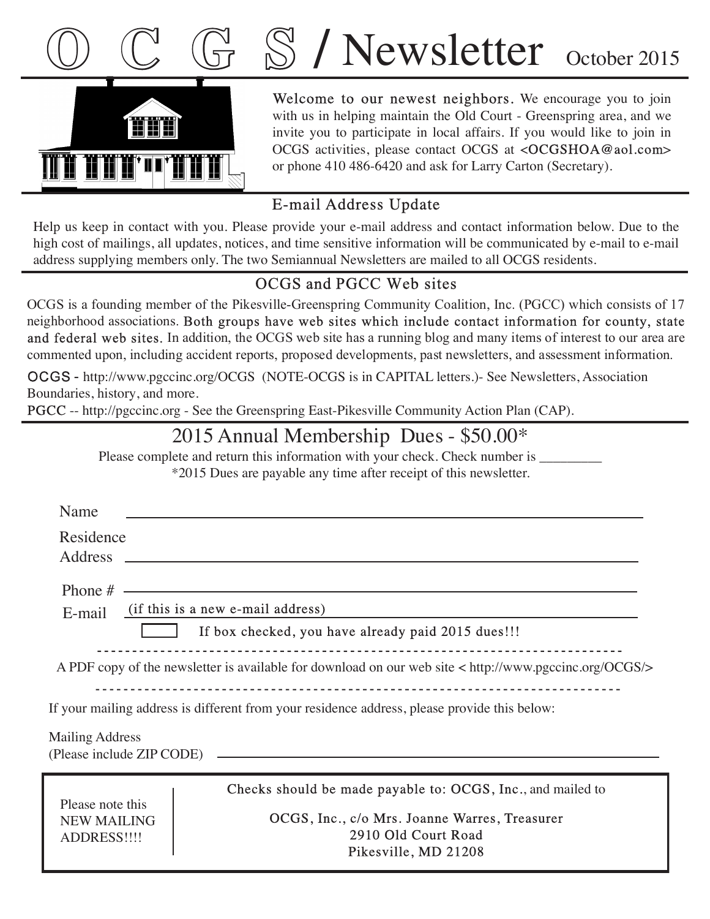# O C G S / Newsletter October 2015

**Welcome to our newest neighbors.** We encourage you to join with us in helping maintain the Old Court - Greenspring area, and we invite you to participate in local affairs. If you would like to join in OCGS activities, please contact OCGS at <OCGSHOA@aol.com> or phone 410 486-6420 and ask for Larry Carton (Secretary).

## E-mail Address Update

Help us keep in contact with you. Please provide your e-mail address and contact information below. Due to the high cost of mailings, all updates, notices, and time sensitive information will be communicated by e-mail to e-mail address supplying members only. The two Semiannual Newsletters are mailed to all OCGS residents.

## OCGS and PGCC Web sites

OCGS is a founding member of the Pikesville-Greenspring Community Coalition, Inc. (PGCC) which consists of 17 neighborhood associations. Both groups have web sites which include contact information for county, state and federal web sites. In addition, the OCGS web site has a running blog and many items of interest to our area are commented upon, including accident reports, proposed developments, past newsletters, and assessment information.

OCGS - http://www.pgccinc.org/OCGS (NOTE-OCGS is in CAPITAL letters.)- See Newsletters, Association Boundaries, history, and more.

PGCC -- http://pgccinc.org - See the Greenspring East-Pikesville Community Action Plan (CAP).

## 2015 Annual Membership Dues - $50.00*

Please complete and return this information with your check. Check number is _________

*2015 Dues are payable any time after receipt of this newsletter.

Name ______________________________

Residence Address ______________________________

Phone # ______________________________

E-mail (if this is a new e-mail address) ______________________________

☐ If box checked, you have already paid 2015 dues!!!

---

A PDF copy of the newsletter is available for download on our web site < http://www.pgccinc.org/OCGS/>

---

If your mailing address is different from your residence address, please provide this below:

Mailing Address (Please include ZIP CODE) ______________________________

Please note this NEW MAILING ADDRESS!!!!

Checks should be made payable to: OCGS, Inc., and mailed to

OCGS, Inc., c/o Mrs. Joanne Warres, Treasurer
2910 Old Court Road
Pikesville, MD 21208